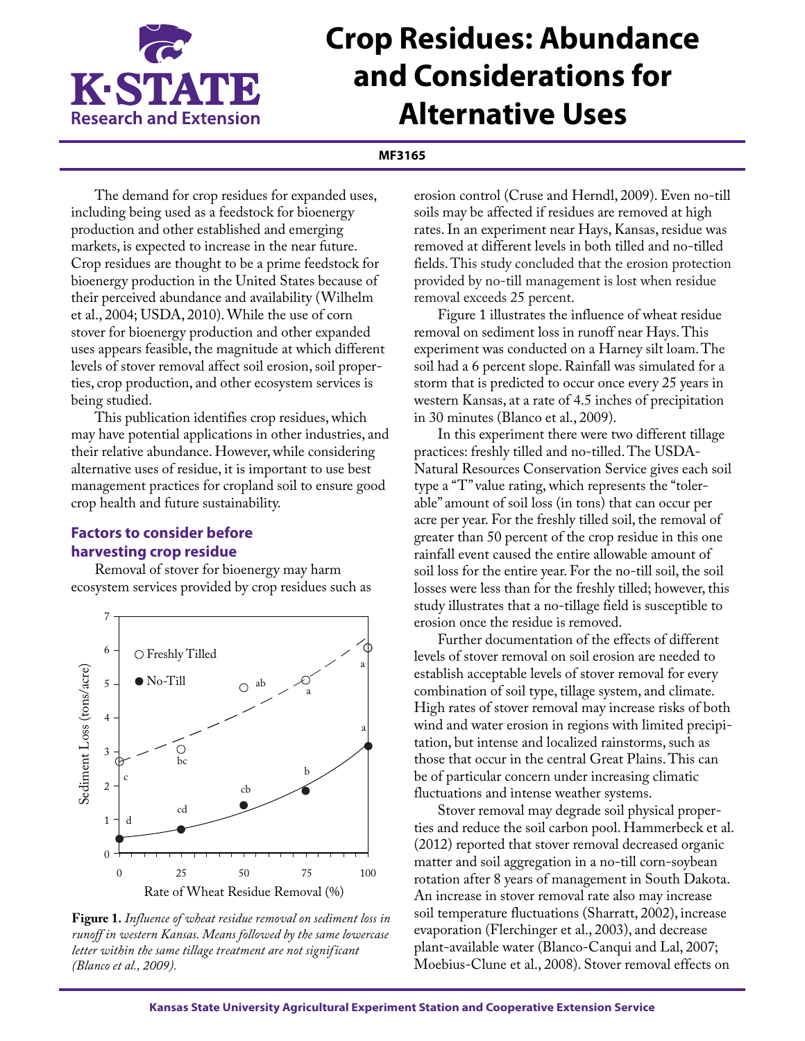# Crop Residues: Abundance and Considerations for Alternative Uses

**MF3165**

The demand for crop residues for expanded uses, including being used as a feedstock for bioenergy production and other established and emerging markets, is expected to increase in the near future. Crop residues are thought to be a prime feedstock for bioenergy production in the United States because of their perceived abundance and availability (Wilhelm et al., 2004; USDA, 2010). While the use of corn stover for bioenergy production and other expanded uses appears feasible, the magnitude at which different levels of stover removal affect soil erosion, soil properties, crop production, and other ecosystem services is being studied.

This publication identifies crop residues, which may have potential applications in other industries, and their relative abundance. However, while considering alternative uses of residue, it is important to use best management practices for cropland soil to ensure good crop health and future sustainability.

## Factors to consider before harvesting crop residue

Removal of stover for bioenergy may harm ecosystem services provided by crop residues such as erosion control (Cruse and Herndl, 2009). Even no-till soils may be affected if residues are removed at high rates. In an experiment near Hays, Kansas, residue was removed at different levels in both tilled and no-tilled fields. This study concluded that the erosion protection provided by no-till management is lost when residue removal exceeds 25 percent.

**Figure 1.** *Influence of wheat residue removal on sediment loss in runoff in western Kansas. Means followed by the same lowercase letter within the same tillage treatment are not significant (Blanco et al., 2009).*

Figure 1 illustrates the influence of wheat residue removal on sediment loss in runoff near Hays. This experiment was conducted on a Harney silt loam. The soil had a 6 percent slope. Rainfall was simulated for a storm that is predicted to occur once every 25 years in western Kansas, at a rate of 4.5 inches of precipitation in 30 minutes (Blanco et al., 2009).

In this experiment there were two different tillage practices: freshly tilled and no-tilled. The USDA-Natural Resources Conservation Service gives each soil type a "T" value rating, which represents the "tolerable" amount of soil loss (in tons) that can occur per acre per year. For the freshly tilled soil, the removal of greater than 50 percent of the crop residue in this one rainfall event caused the entire allowable amount of soil loss for the entire year. For the no-till soil, the soil losses were less than for the freshly tilled; however, this study illustrates that a no-tillage field is susceptible to erosion once the residue is removed.

Further documentation of the effects of different levels of stover removal on soil erosion are needed to establish acceptable levels of stover removal for every combination of soil type, tillage system, and climate. High rates of stover removal may increase risks of both wind and water erosion in regions with limited precipitation, but intense and localized rainstorms, such as those that occur in the central Great Plains. This can be of particular concern under increasing climatic fluctuations and intense weather systems.

Stover removal may degrade soil physical properties and reduce the soil carbon pool. Hammerbeck et al. (2012) reported that stover removal decreased organic matter and soil aggregation in a no-till corn-soybean rotation after 8 years of management in South Dakota. An increase in stover removal rate also may increase soil temperature fluctuations (Sharratt, 2002), increase evaporation (Flerchinger et al., 2003), and decrease plant-available water (Blanco-Canqui and Lal, 2007; Moebius-Clune et al., 2008). Stover removal effects on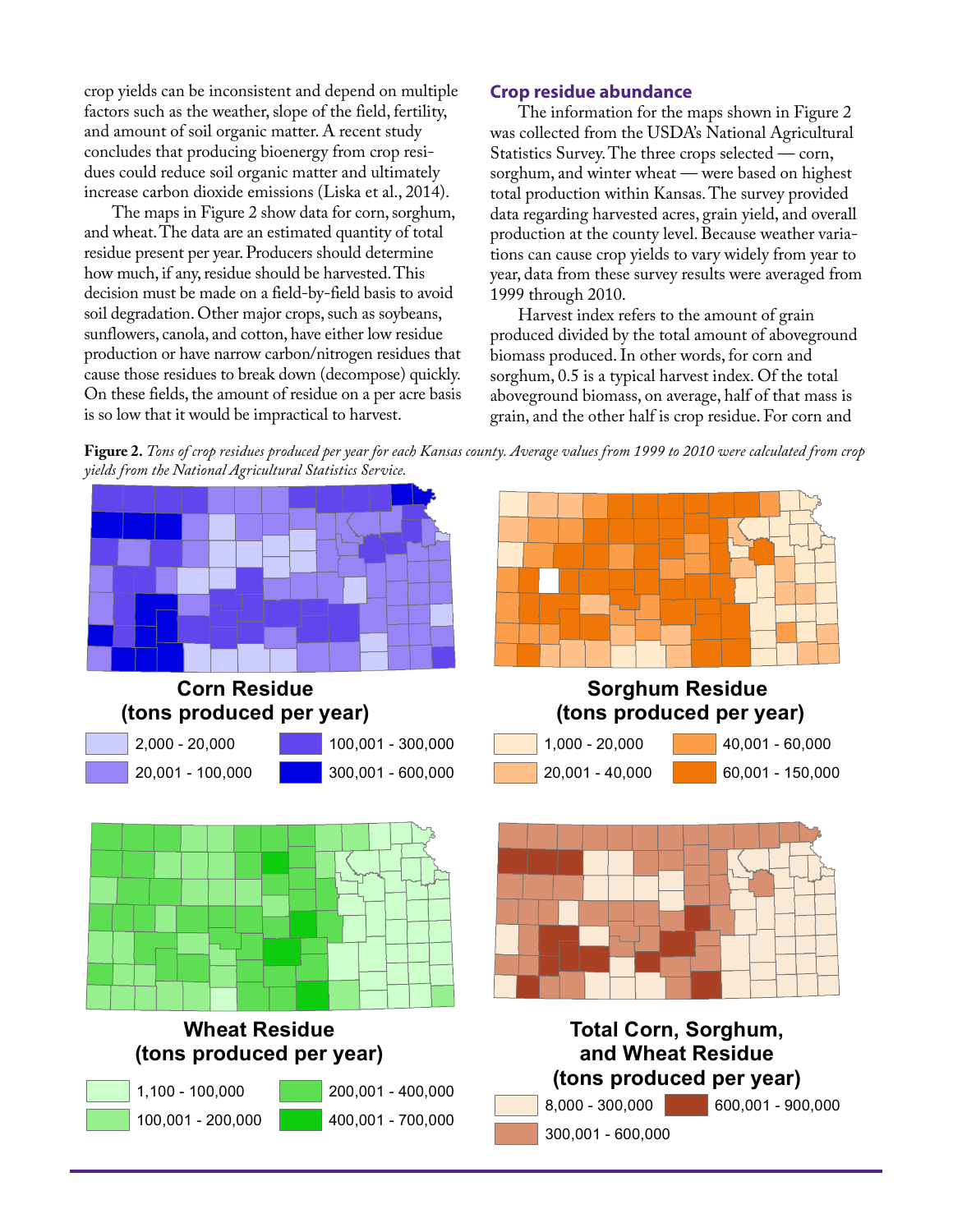crop yields can be inconsistent and depend on multiple factors such as the weather, slope of the field, fertility, and amount of soil organic matter. A recent study concludes that producing bioenergy from crop residues could reduce soil organic matter and ultimately increase carbon dioxide emissions (Liska et al., 2014).

The maps in Figure 2 show data for corn, sorghum, and wheat. The data are an estimated quantity of total residue present per year. Producers should determine how much, if any, residue should be harvested. This decision must be made on a field-by-field basis to avoid soil degradation. Other major crops, such as soybeans, sunflowers, canola, and cotton, have either low residue production or have narrow carbon/nitrogen residues that cause those residues to break down (decompose) quickly. On these fields, the amount of residue on a per acre basis is so low that it would be impractical to harvest.

## Crop residue abundance

The information for the maps shown in Figure 2 was collected from the USDA's National Agricultural Statistics Survey. The three crops selected — corn, sorghum, and winter wheat — were based on highest total production within Kansas. The survey provided data regarding harvested acres, grain yield, and overall production at the county level. Because weather variations can cause crop yields to vary widely from year to year, data from these survey results were averaged from 1999 through 2010.

Harvest index refers to the amount of grain produced divided by the total amount of aboveground biomass produced. In other words, for corn and sorghum, 0.5 is a typical harvest index. Of the total aboveground biomass, on average, half of that mass is grain, and the other half is crop residue. For corn and

**Figure 2.** *Tons of crop residues produced per year for each Kansas county. Average values from 1999 to 2010 were calculated from crop yields from the National Agricultural Statistics Service.*

**Corn Residue (tons produced per year)**

- 2,000 - 20,000
- 20,001 - 100,000
- 100,001 - 300,000
- 300,001 - 600,000

**Sorghum Residue (tons produced per year)**

- 1,000 - 20,000
- 20,001 - 40,000
- 40,001 - 60,000
- 60,001 - 150,000

**Wheat Residue (tons produced per year)**

- 1,100 - 100,000
- 100,001 - 200,000
- 200,001 - 400,000
- 400,001 - 700,000

**Total Corn, Sorghum, and Wheat Residue (tons produced per year)**

- 8,000 - 300,000
- 300,001 - 600,000
- 600,001 - 900,000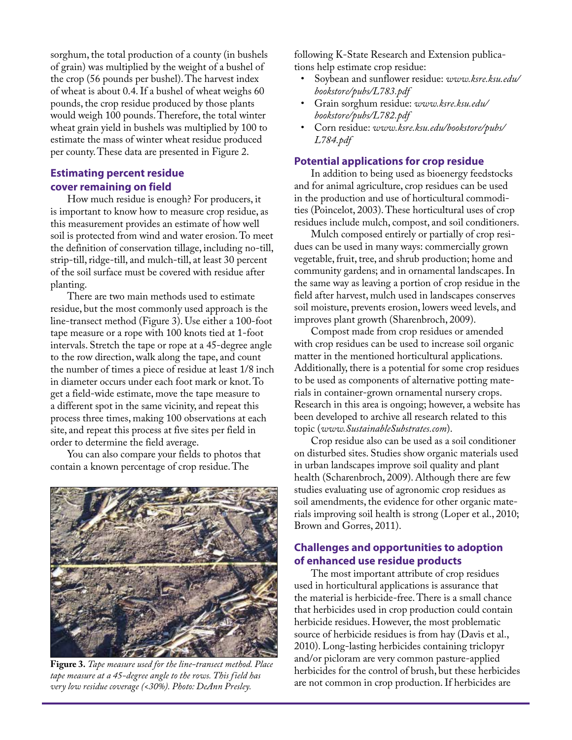sorghum, the total production of a county (in bushels of grain) was multiplied by the weight of a bushel of the crop (56 pounds per bushel). The harvest index of wheat is about 0.4. If a bushel of wheat weighs 60 pounds, the crop residue produced by those plants would weigh 100 pounds. Therefore, the total winter wheat grain yield in bushels was multiplied by 100 to estimate the mass of winter wheat residue produced per county. These data are presented in Figure 2.

## Estimating percent residue cover remaining on field

How much residue is enough? For producers, it is important to know how to measure crop residue, as this measurement provides an estimate of how well soil is protected from wind and water erosion. To meet the definition of conservation tillage, including no-till, strip-till, ridge-till, and mulch-till, at least 30 percent of the soil surface must be covered with residue after planting.

There are two main methods used to estimate residue, but the most commonly used approach is the line-transect method (Figure 3). Use either a 100-foot tape measure or a rope with 100 knots tied at 1-foot intervals. Stretch the tape or rope at a 45-degree angle to the row direction, walk along the tape, and count the number of times a piece of residue at least 1/8 inch in diameter occurs under each foot mark or knot. To get a field-wide estimate, move the tape measure to a different spot in the same vicinity, and repeat this process three times, making 100 observations at each site, and repeat this process at five sites per field in order to determine the field average.

You can also compare your fields to photos that contain a known percentage of crop residue. The following K-State Research and Extension publications help estimate crop residue:

- Soybean and sunflower residue: *www.ksre.ksu.edu/bookstore/pubs/L783.pdf*
- Grain sorghum residue: *www.ksre.ksu.edu/bookstore/pubs/L782.pdf*
- Corn residue: *www.ksre.ksu.edu/bookstore/pubs/L784.pdf*

**Figure 3.** *Tape measure used for the line-transect method. Place tape measure at a 45-degree angle to the rows. This field has very low residue coverage (<30%). Photo: DeAnn Presley.*

## Potential applications for crop residue

In addition to being used as bioenergy feedstocks and for animal agriculture, crop residues can be used in the production and use of horticultural commodities (Poincelot, 2003). These horticultural uses of crop residues include mulch, compost, and soil conditioners.

Mulch composed entirely or partially of crop residues can be used in many ways: commercially grown vegetable, fruit, tree, and shrub production; home and community gardens; and in ornamental landscapes. In the same way as leaving a portion of crop residue in the field after harvest, mulch used in landscapes conserves soil moisture, prevents erosion, lowers weed levels, and improves plant growth (Sharenbroch, 2009).

Compost made from crop residues or amended with crop residues can be used to increase soil organic matter in the mentioned horticultural applications. Additionally, there is a potential for some crop residues to be used as components of alternative potting materials in container-grown ornamental nursery crops. Research in this area is ongoing; however, a website has been developed to archive all research related to this topic (*www.SustainableSubstrates.com*).

Crop residue also can be used as a soil conditioner on disturbed sites. Studies show organic materials used in urban landscapes improve soil quality and plant health (Scharenbroch, 2009). Although there are few studies evaluating use of agronomic crop residues as soil amendments, the evidence for other organic materials improving soil health is strong (Loper et al., 2010; Brown and Gorres, 2011).

## Challenges and opportunities to adoption of enhanced use residue products

The most important attribute of crop residues used in horticultural applications is assurance that the material is herbicide-free. There is a small chance that herbicides used in crop production could contain herbicide residues. However, the most problematic source of herbicide residues is from hay (Davis et al., 2010). Long-lasting herbicides containing triclopyr and/or picloram are very common pasture-applied herbicides for the control of brush, but these herbicides are not common in crop production. If herbicides are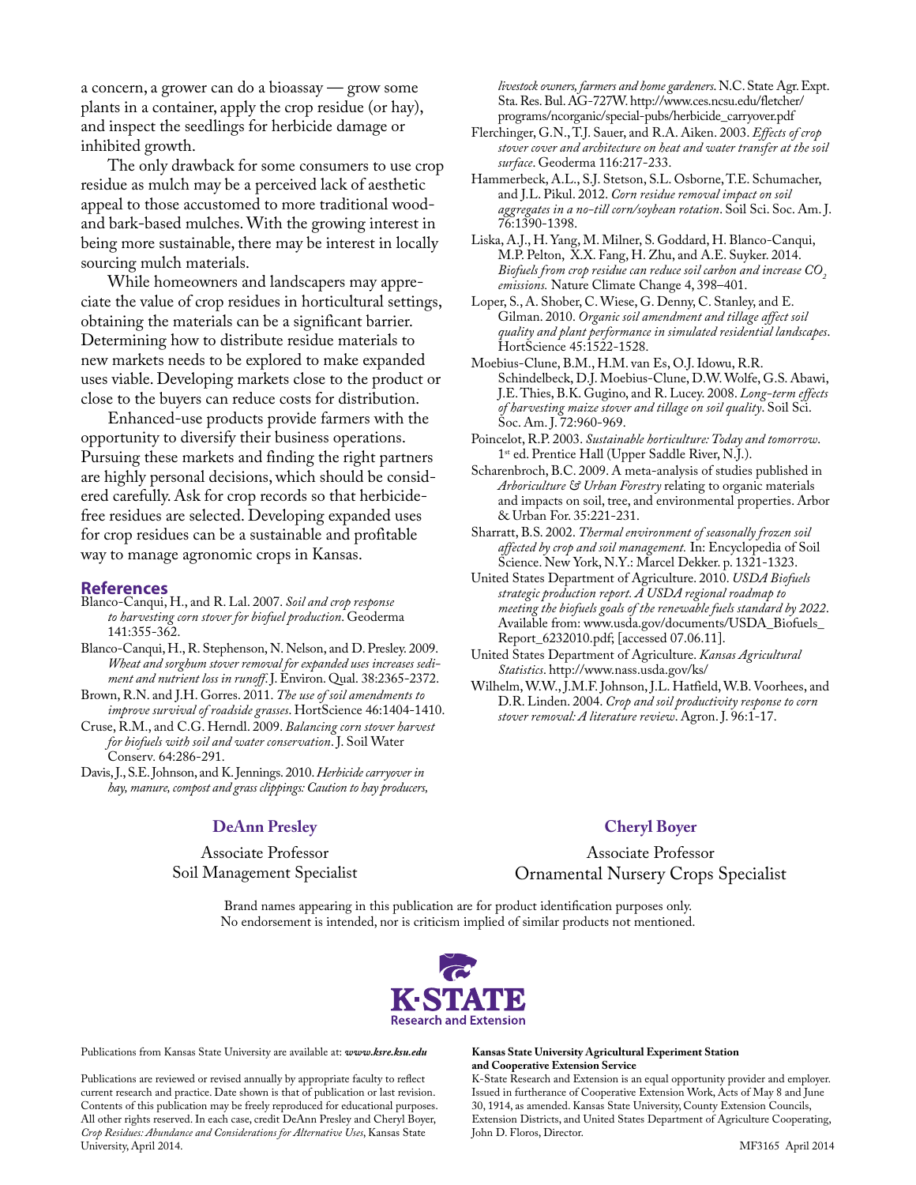a concern, a grower can do a bioassay — grow some plants in a container, apply the crop residue (or hay), and inspect the seedlings for herbicide damage or inhibited growth.

The only drawback for some consumers to use crop residue as mulch may be a perceived lack of aesthetic appeal to those accustomed to more traditional wood- and bark-based mulches. With the growing interest in being more sustainable, there may be interest in locally sourcing mulch materials.

While homeowners and landscapers may appreciate the value of crop residues in horticultural settings, obtaining the materials can be a significant barrier. Determining how to distribute residue materials to new markets needs to be explored to make expanded uses viable. Developing markets close to the product or close to the buyers can reduce costs for distribution.

Enhanced-use products provide farmers with the opportunity to diversify their business operations. Pursuing these markets and finding the right partners are highly personal decisions, which should be considered carefully. Ask for crop records so that herbicide-free residues are selected. Developing expanded uses for crop residues can be a sustainable and profitable way to manage agronomic crops in Kansas.

## References

Blanco-Canqui, H., and R. Lal. 2007. *Soil and crop response to harvesting corn stover for biofuel production*. Geoderma 141:355-362.

Blanco-Canqui, H., R. Stephenson, N. Nelson, and D. Presley. 2009. *Wheat and sorghum stover removal for expanded uses increases sediment and nutrient loss in runoff*. J. Environ. Qual. 38:2365-2372.

Brown, R.N. and J.H. Gorres. 2011. *The use of soil amendments to improve survival of roadside grasses*. HortScience 46:1404-1410.

Cruse, R.M., and C.G. Herndl. 2009. *Balancing corn stover harvest for biofuels with soil and water conservation*. J. Soil Water Conserv. 64:286-291.

Davis, J., S.E. Johnson, and K. Jennings. 2010. *Herbicide carryover in hay, manure, compost and grass clippings: Caution to hay producers, livestock owners, farmers and home gardeners*. N.C. State Agr. Expt. Sta. Res. Bul. AG-727W. http://www.ces.ncsu.edu/fletcher/programs/ncorganic/special-pubs/herbicide_carryover.pdf

Flerchinger, G.N., T.J. Sauer, and R.A. Aiken. 2003. *Effects of crop stover cover and architecture on heat and water transfer at the soil surface*. Geoderma 116:217-233.

Hammerbeck, A.L., S.J. Stetson, S.L. Osborne, T.E. Schumacher, and J.L. Pikul. 2012. *Corn residue removal impact on soil aggregates in a no-till corn/soybean rotation*. Soil Sci. Soc. Am. J. 76:1390-1398.

Liska, A.J., H. Yang, M. Milner, S. Goddard, H. Blanco-Canqui, M.P. Pelton, X.X. Fang, H. Zhu, and A.E. Suyker. 2014. *Biofuels from crop residue can reduce soil carbon and increase $CO_2$ emissions.* Nature Climate Change 4, 398–401.

Loper, S., A. Shober, C. Wiese, G. Denny, C. Stanley, and E. Gilman. 2010. *Organic soil amendment and tillage affect soil quality and plant performance in simulated residential landscapes*. HortScience 45:1522-1528.

Moebius-Clune, B.M., H.M. van Es, O.J. Idowu, R.R. Schindelbeck, D.J. Moebius-Clune, D.W. Wolfe, G.S. Abawi, J.E. Thies, B.K. Gugino, and R. Lucey. 2008. *Long-term effects of harvesting maize stover and tillage on soil quality*. Soil Sci. Soc. Am. J. 72:960-969.

Poincelot, R.P. 2003. *Sustainable horticulture: Today and tomorrow*. 1st ed. Prentice Hall (Upper Saddle River, N.J.).

Scharenbroch, B.C. 2009. A meta-analysis of studies published in *Arboriculture & Urban Forestry* relating to organic materials and impacts on soil, tree, and environmental properties. Arbor & Urban For. 35:221-231.

Sharratt, B.S. 2002. *Thermal environment of seasonally frozen soil affected by crop and soil management.* In: Encyclopedia of Soil Science. New York, N.Y.: Marcel Dekker. p. 1321-1323.

United States Department of Agriculture. 2010. *USDA Biofuels strategic production report. A USDA regional roadmap to meeting the biofuels goals of the renewable fuels standard by 2022*. Available from: www.usda.gov/documents/USDA_Biofuels_Report_6232010.pdf; [accessed 07.06.11].

United States Department of Agriculture. *Kansas Agricultural Statistics*. http://www.nass.usda.gov/ks/

Wilhelm, W.W., J.M.F. Johnson, J.L. Hatfield, W.B. Voorhees, and D.R. Linden. 2004. *Crop and soil productivity response to corn stover removal: A literature review*. Agron. J. 96:1-17.

**DeAnn Presley**
Associate Professor
Soil Management Specialist

**Cheryl Boyer**
Associate Professor
Ornamental Nursery Crops Specialist

Brand names appearing in this publication are for product identification purposes only. No endorsement is intended, nor is criticism implied of similar products not mentioned.

K-STATE
Research and Extension

Publications from Kansas State University are available at: ***www.ksre.ksu.edu***

Publications are reviewed or revised annually by appropriate faculty to reflect current research and practice. Date shown is that of publication or last revision. Contents of this publication may be freely reproduced for educational purposes. All other rights reserved. In each case, credit DeAnn Presley and Cheryl Boyer, *Crop Residues: Abundance and Considerations for Alternative Uses*, Kansas State University, April 2014.

**Kansas State University Agricultural Experiment Station and Cooperative Extension Service**

K-State Research and Extension is an equal opportunity provider and employer. Issued in furtherance of Cooperative Extension Work, Acts of May 8 and June 30, 1914, as amended. Kansas State University, County Extension Councils, Extension Districts, and United States Department of Agriculture Cooperating, John D. Floros, Director.

MF3165 April 2014